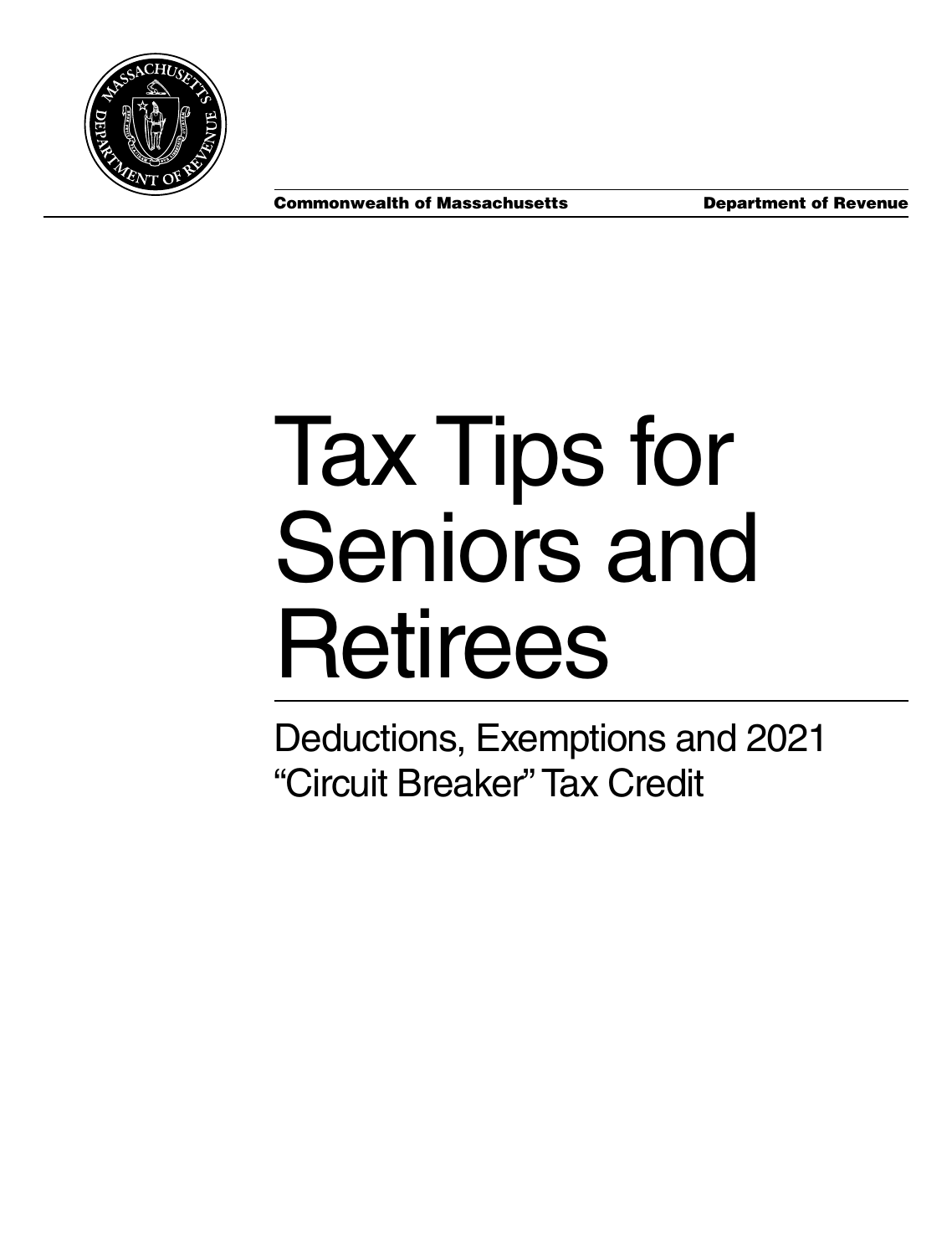Commonwealth of Massachusetts

Department of Revenue

# Tax Tips for Seniors and Retirees

## Deductions, Exemptions and 2021 "Circuit Breaker" Tax Credit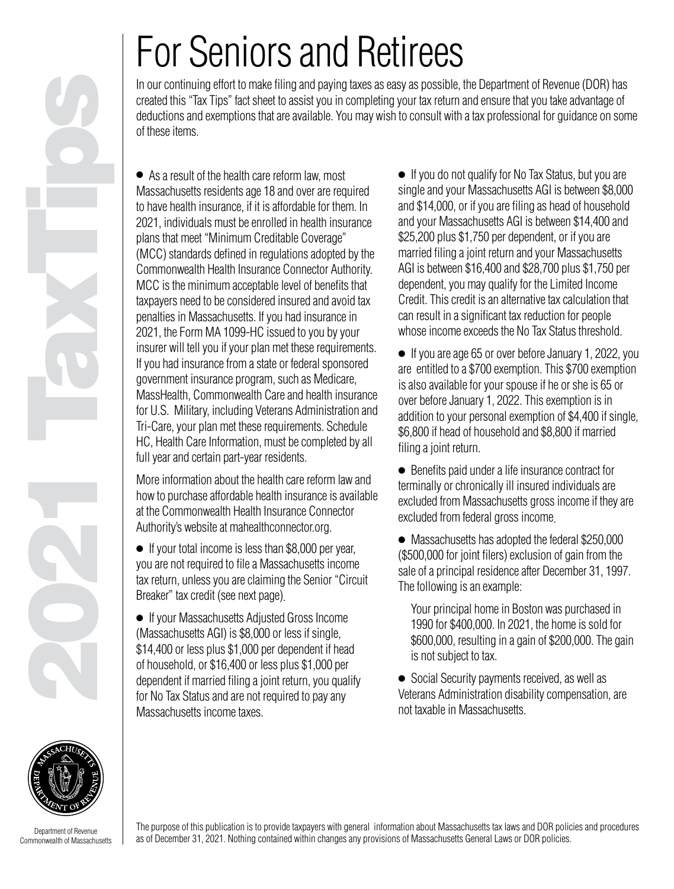# For Seniors and Retirees

In our continuing effort to make filing and paying taxes as easy as possible, the Department of Revenue (DOR) has created this "Tax Tips" fact sheet to assist you in completing your tax return and ensure that you take advantage of deductions and exemptions that are available. You may wish to consult with a tax professional for guidance on some of these items.

2021 Tax Tips

- As a result of the health care reform law, most Massachusetts residents age 18 and over are required to have health insurance, if it is affordable for them. In 2021, individuals must be enrolled in health insurance plans that meet "Minimum Creditable Coverage" (MCC) standards defined in regulations adopted by the Commonwealth Health Insurance Connector Authority. MCC is the minimum acceptable level of benefits that taxpayers need to be considered insured and avoid tax penalties in Massachusetts. If you had insurance in 2021, the Form MA 1099-HC issued to you by your insurer will tell you if your plan met these requirements. If you had insurance from a state or federal sponsored government insurance program, such as Medicare, MassHealth, Commonwealth Care and health insurance for U.S. Military, including Veterans Administration and Tri-Care, your plan met these requirements. Schedule HC, Health Care Information, must be completed by all full year and certain part-year residents.

  More information about the health care reform law and how to purchase affordable health insurance is available at the Commonwealth Health Insurance Connector Authority's website at mahealthconnector.org.

- If your total income is less than $8,000 per year, you are not required to file a Massachusetts income tax return, unless you are claiming the Senior "Circuit Breaker" tax credit (see next page).

- If your Massachusetts Adjusted Gross Income (Massachusetts AGI) is $8,000 or less if single, $14,400 or less plus $1,000 per dependent if head of household, or $16,400 or less plus $1,000 per dependent if married filing a joint return, you qualify for No Tax Status and are not required to pay any Massachusetts income taxes.

- If you do not qualify for No Tax Status, but you are single and your Massachusetts AGI is between $8,000 and $14,000, or if you are filing as head of household and your Massachusetts AGI is between $14,400 and $25,200 plus $1,750 per dependent, or if you are married filing a joint return and your Massachusetts AGI is between $16,400 and $28,700 plus $1,750 per dependent, you may qualify for the Limited Income Credit. This credit is an alternative tax calculation that can result in a significant tax reduction for people whose income exceeds the No Tax Status threshold.

- If you are age 65 or over before January 1, 2022, you are entitled to a $700 exemption. This $700 exemption is also available for your spouse if he or she is 65 or over before January 1, 2022. This exemption is in addition to your personal exemption of $4,400 if single, $6,800 if head of household and $8,800 if married filing a joint return.

- Benefits paid under a life insurance contract for terminally or chronically ill insured individuals are excluded from Massachusetts gross income if they are excluded from federal gross income.

- Massachusetts has adopted the federal $250,000 ($500,000 for joint filers) exclusion of gain from the sale of a principal residence after December 31, 1997. The following is an example:

  Your principal home in Boston was purchased in 1990 for $400,000. In 2021, the home is sold for $600,000, resulting in a gain of $200,000. The gain is not subject to tax.

- Social Security payments received, as well as Veterans Administration disability compensation, are not taxable in Massachusetts.

Department of Revenue
Commonwealth of Massachusetts

The purpose of this publication is to provide taxpayers with general information about Massachusetts tax laws and DOR policies and procedures as of December 31, 2021. Nothing contained within changes any provisions of Massachusetts General Laws or DOR policies.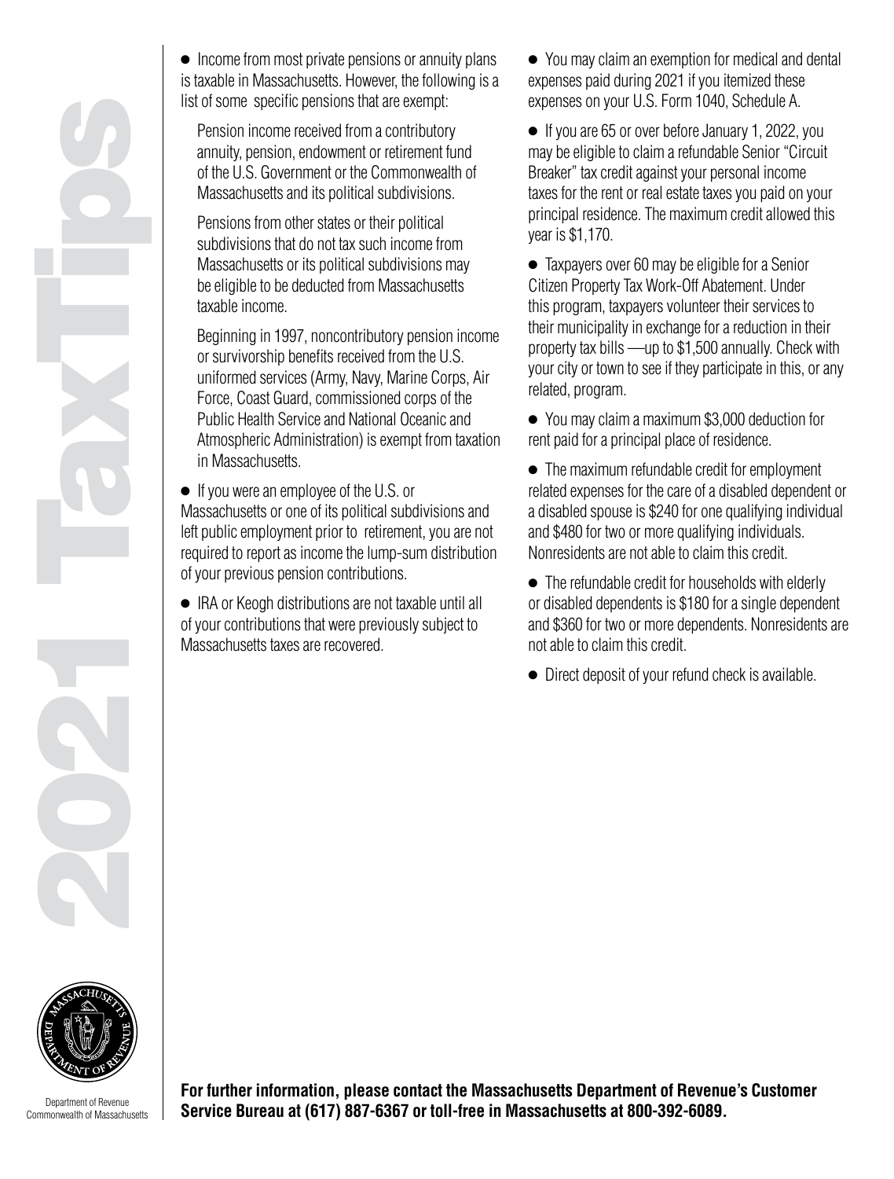# 2021 Tax Tips

- Income from most private pensions or annuity plans is taxable in Massachusetts. However, the following is a list of some specific pensions that are exempt:

  Pension income received from a contributory annuity, pension, endowment or retirement fund of the U.S. Government or the Commonwealth of Massachusetts and its political subdivisions.

  Pensions from other states or their political subdivisions that do not tax such income from Massachusetts or its political subdivisions may be eligible to be deducted from Massachusetts taxable income.

  Beginning in 1997, noncontributory pension income or survivorship benefits received from the U.S. uniformed services (Army, Navy, Marine Corps, Air Force, Coast Guard, commissioned corps of the Public Health Service and National Oceanic and Atmospheric Administration) is exempt from taxation in Massachusetts.

- If you were an employee of the U.S. or Massachusetts or one of its political subdivisions and left public employment prior to retirement, you are not required to report as income the lump-sum distribution of your previous pension contributions.

- IRA or Keogh distributions are not taxable until all of your contributions that were previously subject to Massachusetts taxes are recovered.

- You may claim an exemption for medical and dental expenses paid during 2021 if you itemized these expenses on your U.S. Form 1040, Schedule A.

- If you are 65 or over before January 1, 2022, you may be eligible to claim a refundable Senior "Circuit Breaker" tax credit against your personal income taxes for the rent or real estate taxes you paid on your principal residence. The maximum credit allowed this year is $1,170.

- Taxpayers over 60 may be eligible for a Senior Citizen Property Tax Work-Off Abatement. Under this program, taxpayers volunteer their services to their municipality in exchange for a reduction in their property tax bills —up to $1,500 annually. Check with your city or town to see if they participate in this, or any related, program.

- You may claim a maximum $3,000 deduction for rent paid for a principal place of residence.

- The maximum refundable credit for employment related expenses for the care of a disabled dependent or a disabled spouse is $240 for one qualifying individual and $480 for two or more qualifying individuals. Nonresidents are not able to claim this credit.

- The refundable credit for households with elderly or disabled dependents is $180 for a single dependent and $360 for two or more dependents. Nonresidents are not able to claim this credit.

- Direct deposit of your refund check is available.

Department of Revenue
Commonwealth of Massachusetts

**For further information, please contact the Massachusetts Department of Revenue's Customer Service Bureau at (617) 887-6367 or toll-free in Massachusetts at 800-392-6089.**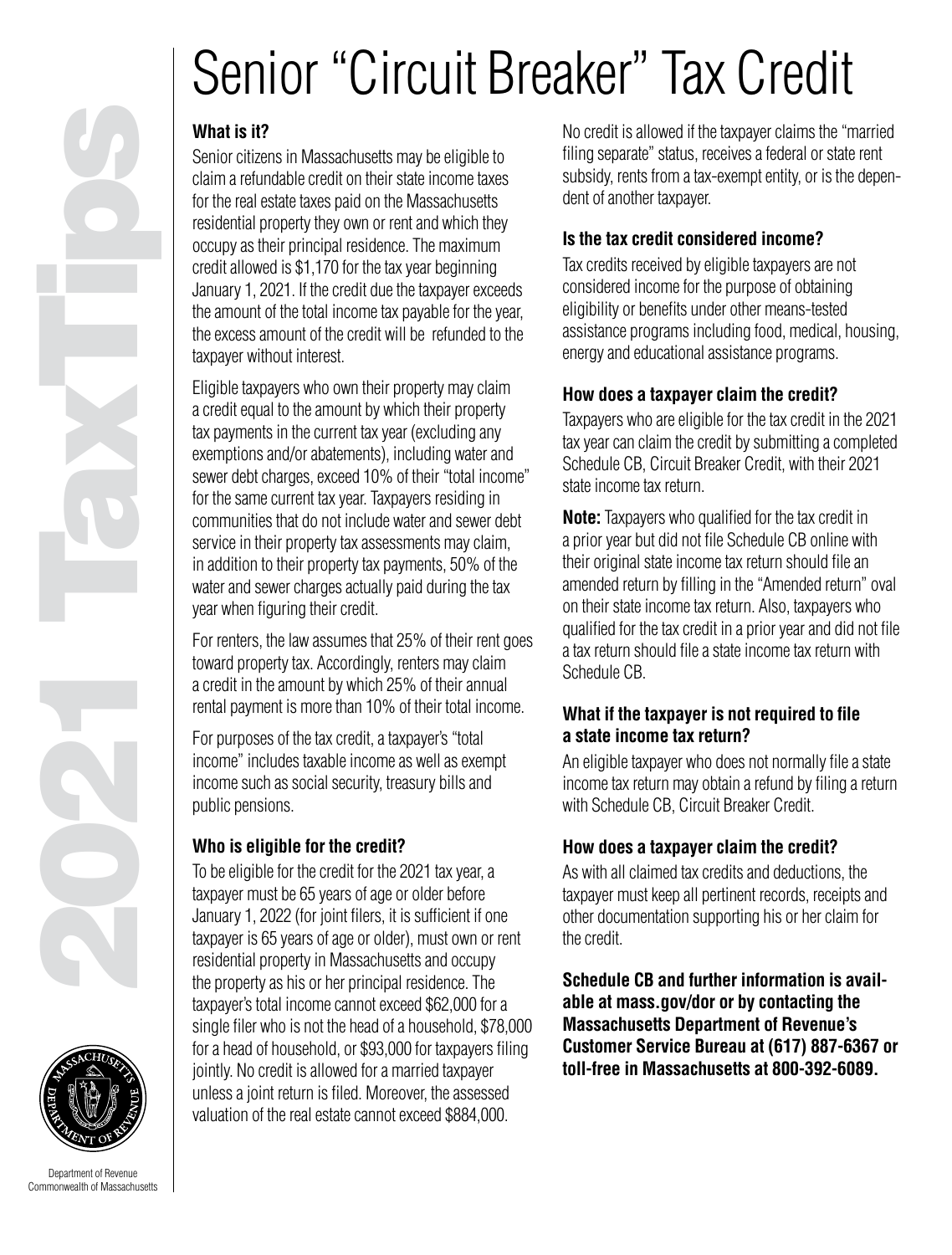# Senior "Circuit Breaker" Tax Credit

2021 Tax Tips

### What is it?

Senior citizens in Massachusetts may be eligible to claim a refundable credit on their state income taxes for the real estate taxes paid on the Massachusetts residential property they own or rent and which they occupy as their principal residence. The maximum credit allowed is $1,170 for the tax year beginning January 1, 2021. If the credit due the taxpayer exceeds the amount of the total income tax payable for the year, the excess amount of the credit will be refunded to the taxpayer without interest.

Eligible taxpayers who own their property may claim a credit equal to the amount by which their property tax payments in the current tax year (excluding any exemptions and/or abatements), including water and sewer debt charges, exceed 10% of their "total income" for the same current tax year. Taxpayers residing in communities that do not include water and sewer debt service in their property tax assessments may claim, in addition to their property tax payments, 50% of the water and sewer charges actually paid during the tax year when figuring their credit.

For renters, the law assumes that 25% of their rent goes toward property tax. Accordingly, renters may claim a credit in the amount by which 25% of their annual rental payment is more than 10% of their total income.

For purposes of the tax credit, a taxpayer's "total income" includes taxable income as well as exempt income such as social security, treasury bills and public pensions.

### Who is eligible for the credit?

To be eligible for the credit for the 2021 tax year, a taxpayer must be 65 years of age or older before January 1, 2022 (for joint filers, it is sufficient if one taxpayer is 65 years of age or older), must own or rent residential property in Massachusetts and occupy the property as his or her principal residence. The taxpayer's total income cannot exceed $62,000 for a single filer who is not the head of a household, $78,000 for a head of household, or $93,000 for taxpayers filing jointly. No credit is allowed for a married taxpayer unless a joint return is filed. Moreover, the assessed valuation of the real estate cannot exceed $884,000.

No credit is allowed if the taxpayer claims the "married filing separate" status, receives a federal or state rent subsidy, rents from a tax-exempt entity, or is the dependent of another taxpayer.

### Is the tax credit considered income?

Tax credits received by eligible taxpayers are not considered income for the purpose of obtaining eligibility or benefits under other means-tested assistance programs including food, medical, housing, energy and educational assistance programs.

### How does a taxpayer claim the credit?

Taxpayers who are eligible for the tax credit in the 2021 tax year can claim the credit by submitting a completed Schedule CB, Circuit Breaker Credit, with their 2021 state income tax return.

**Note:** Taxpayers who qualified for the tax credit in a prior year but did not file Schedule CB online with their original state income tax return should file an amended return by filling in the "Amended return" oval on their state income tax return. Also, taxpayers who qualified for the tax credit in a prior year and did not file a tax return should file a state income tax return with Schedule CB.

### What if the taxpayer is not required to file a state income tax return?

An eligible taxpayer who does not normally file a state income tax return may obtain a refund by filing a return with Schedule CB, Circuit Breaker Credit.

### How does a taxpayer claim the credit?

As with all claimed tax credits and deductions, the taxpayer must keep all pertinent records, receipts and other documentation supporting his or her claim for the credit.

**Schedule CB and further information is available at mass.gov/dor or by contacting the Massachusetts Department of Revenue's Customer Service Bureau at (617) 887-6367 or toll-free in Massachusetts at 800-392-6089.**

Department of Revenue
Commonwealth of Massachusetts